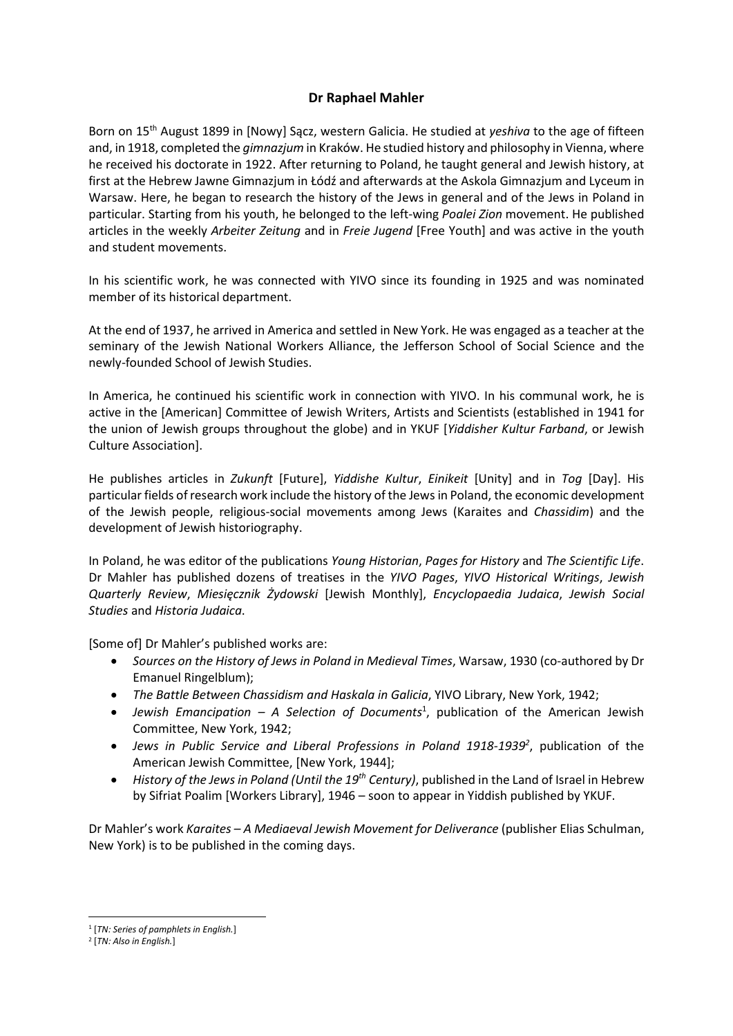## Dr Raphael Mahler

Born on 15th August 1899 in [Nowy] Sącz, western Galicia. He studied at *yeshiva* to the age of fifteen and, in 1918, completed the *gimnazjum* in Kraków. He studied history and philosophy in Vienna, where he received his doctorate in 1922. After returning to Poland, he taught general and Jewish history, at first at the Hebrew Jawne Gimnazjum in Łódź and afterwards at the Askola Gimnazjum and Lyceum in Warsaw. Here, he began to research the history of the Jews in general and of the Jews in Poland in particular. Starting from his youth, he belonged to the left-wing *Poalei Zion* movement. He published articles in the weekly *Arbeiter Zeitung* and in *Freie Jugend* [Free Youth] and was active in the youth and student movements.

In his scientific work, he was connected with YIVO since its founding in 1925 and was nominated member of its historical department.

At the end of 1937, he arrived in America and settled in New York. He was engaged as a teacher at the seminary of the Jewish National Workers Alliance, the Jefferson School of Social Science and the newly-founded School of Jewish Studies.

In America, he continued his scientific work in connection with YIVO. In his communal work, he is active in the [American] Committee of Jewish Writers, Artists and Scientists (established in 1941 for the union of Jewish groups throughout the globe) and in YKUF [*Yiddisher Kultur Farband*, or Jewish Culture Association].

He publishes articles in *Zukunft* [Future], *Yiddishe Kultur*, *Einikeit* [Unity] and in *Tog* [Day]. His particular fields of research work include the history of the Jews in Poland, the economic development of the Jewish people, religious-social movements among Jews (Karaites and *Chassidim*) and the development of Jewish historiography.

In Poland, he was editor of the publications *Young Historian*, *Pages for History* and *The Scientific Life*. Dr Mahler has published dozens of treatises in the *YIVO Pages*, *YIVO Historical Writings*, *Jewish Quarterly Review*, *Miesięcznik Żydowski* [Jewish Monthly], *Encyclopaedia Judaica*, *Jewish Social Studies* and *Historia Judaica*.

[Some of] Dr Mahler's published works are:

- *Sources on the History of Jews in Poland in Medieval Times*, Warsaw, 1930 (co-authored by Dr Emanuel Ringelblum);
- *The Battle Between Chassidism and Haskala in Galicia*, YIVO Library, New York, 1942;
- *Jewish Emancipation – A Selection of Documents*[1], publication of the American Jewish Committee, New York, 1942;
- *Jews in Public Service and Liberal Professions in Poland 1918-1939*[2], publication of the American Jewish Committee, [New York, 1944];
- *History of the Jews in Poland (Until the 19th Century)*, published in the Land of Israel in Hebrew by Sifriat Poalim [Workers Library], 1946 – soon to appear in Yiddish published by YKUF.

Dr Mahler's work *Karaites – A Mediaeval Jewish Movement for Deliverance* (publisher Elias Schulman, New York) is to be published in the coming days.

---

[1] [*TN: Series of pamphlets in English.*]

[2] [*TN: Also in English.*]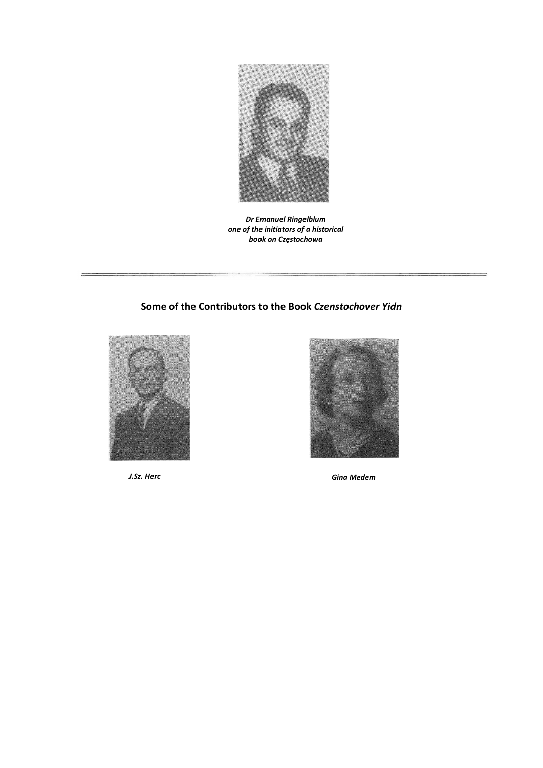***Dr Emanuel Ringelblum***
***one of the initiators of a historical***
***book on Częstochowa***

---

## Some of the Contributors to the Book *Czenstochover Yidn*

***J.Sz. Herc***

***Gina Medem***